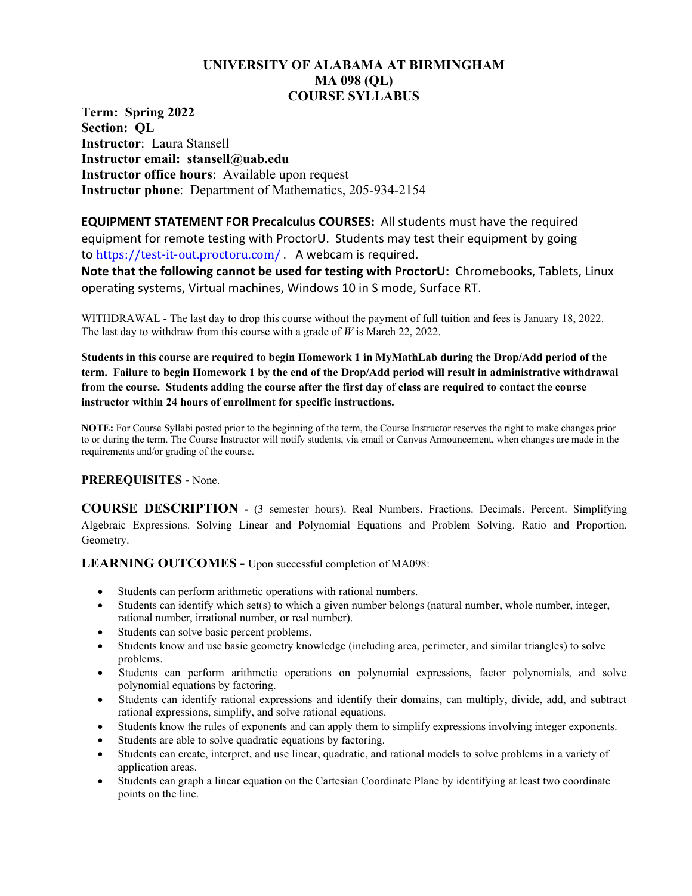# UNIVERSITY OF ALABAMA AT BIRMINGHAM
# MA 098 (QL)
# COURSE SYLLABUS

**Term: Spring 2022**
**Section: QL**
**Instructor**: Laura Stansell
**Instructor email: stansell@uab.edu**
**Instructor office hours**: Available upon request
**Instructor phone**: Department of Mathematics, 205-934-2154

**EQUIPMENT STATEMENT FOR Precalculus COURSES:** All students must have the required equipment for remote testing with ProctorU. Students may test their equipment by going to https://test-it-out.proctoru.com/ . A webcam is required.
**Note that the following cannot be used for testing with ProctorU:** Chromebooks, Tablets, Linux operating systems, Virtual machines, Windows 10 in S mode, Surface RT.

WITHDRAWAL - The last day to drop this course without the payment of full tuition and fees is January 18, 2022. The last day to withdraw from this course with a grade of *W* is March 22, 2022.

**Students in this course are required to begin Homework 1 in MyMathLab during the Drop/Add period of the term. Failure to begin Homework 1 by the end of the Drop/Add period will result in administrative withdrawal from the course. Students adding the course after the first day of class are required to contact the course instructor within 24 hours of enrollment for specific instructions.**

**NOTE:** For Course Syllabi posted prior to the beginning of the term, the Course Instructor reserves the right to make changes prior to or during the term. The Course Instructor will notify students, via email or Canvas Announcement, when changes are made in the requirements and/or grading of the course.

**PREREQUISITES -** None.

**COURSE DESCRIPTION -** (3 semester hours). Real Numbers. Fractions. Decimals. Percent. Simplifying Algebraic Expressions. Solving Linear and Polynomial Equations and Problem Solving. Ratio and Proportion. Geometry.

**LEARNING OUTCOMES -** Upon successful completion of MA098:

- Students can perform arithmetic operations with rational numbers.
- Students can identify which set(s) to which a given number belongs (natural number, whole number, integer, rational number, irrational number, or real number).
- Students can solve basic percent problems.
- Students know and use basic geometry knowledge (including area, perimeter, and similar triangles) to solve problems.
- Students can perform arithmetic operations on polynomial expressions, factor polynomials, and solve polynomial equations by factoring.
- Students can identify rational expressions and identify their domains, can multiply, divide, add, and subtract rational expressions, simplify, and solve rational equations.
- Students know the rules of exponents and can apply them to simplify expressions involving integer exponents.
- Students are able to solve quadratic equations by factoring.
- Students can create, interpret, and use linear, quadratic, and rational models to solve problems in a variety of application areas.
- Students can graph a linear equation on the Cartesian Coordinate Plane by identifying at least two coordinate points on the line.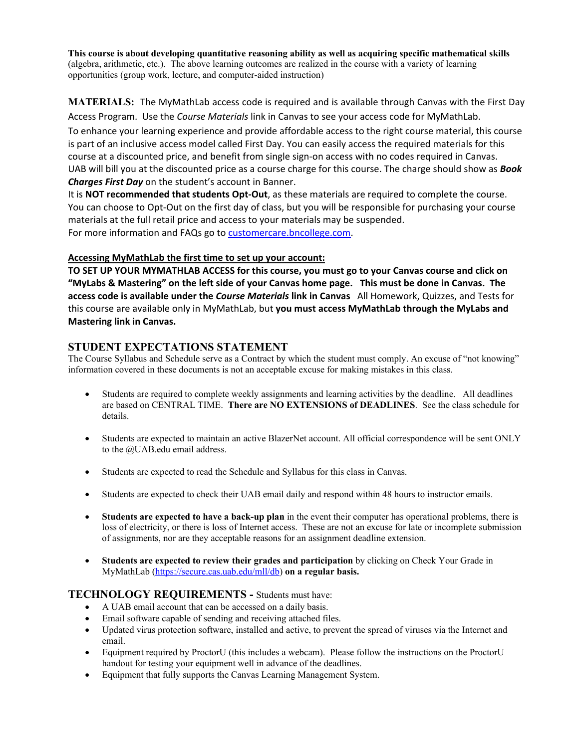**This course is about developing quantitative reasoning ability as well as acquiring specific mathematical skills** (algebra, arithmetic, etc.). The above learning outcomes are realized in the course with a variety of learning opportunities (group work, lecture, and computer-aided instruction)

**MATERIALS:** The MyMathLab access code is required and is available through Canvas with the First Day Access Program. Use the *Course Materials* link in Canvas to see your access code for MyMathLab.
To enhance your learning experience and provide affordable access to the right course material, this course is part of an inclusive access model called First Day. You can easily access the required materials for this course at a discounted price, and benefit from single sign-on access with no codes required in Canvas. UAB will bill you at the discounted price as a course charge for this course. The charge should show as ***Book Charges First Day*** on the student's account in Banner.
It is **NOT recommended that students Opt-Out**, as these materials are required to complete the course. You can choose to Opt-Out on the first day of class, but you will be responsible for purchasing your course materials at the full retail price and access to your materials may be suspended.
For more information and FAQs go to customercare.bncollege.com.

**Accessing MyMathLab the first time to set up your account:**

**TO SET UP YOUR MYMATHLAB ACCESS for this course, you must go to your Canvas course and click on "MyLabs & Mastering" on the left side of your Canvas home page. This must be done in Canvas. The access code is available under the *Course Materials* link in Canvas** All Homework, Quizzes, and Tests for this course are available only in MyMathLab, but **you must access MyMathLab through the MyLabs and Mastering link in Canvas.**

## STUDENT EXPECTATIONS STATEMENT

The Course Syllabus and Schedule serve as a Contract by which the student must comply. An excuse of "not knowing" information covered in these documents is not an acceptable excuse for making mistakes in this class.

- Students are required to complete weekly assignments and learning activities by the deadline. All deadlines are based on CENTRAL TIME. **There are NO EXTENSIONS of DEADLINES**. See the class schedule for details.
- Students are expected to maintain an active BlazerNet account. All official correspondence will be sent ONLY to the @UAB.edu email address.
- Students are expected to read the Schedule and Syllabus for this class in Canvas.
- Students are expected to check their UAB email daily and respond within 48 hours to instructor emails.
- **Students are expected to have a back-up plan** in the event their computer has operational problems, there is loss of electricity, or there is loss of Internet access. These are not an excuse for late or incomplete submission of assignments, nor are they acceptable reasons for an assignment deadline extension.
- **Students are expected to review their grades and participation** by clicking on Check Your Grade in MyMathLab (https://secure.cas.uab.edu/mll/db) **on a regular basis.**

## TECHNOLOGY REQUIREMENTS - Students must have:

- A UAB email account that can be accessed on a daily basis.
- Email software capable of sending and receiving attached files.
- Updated virus protection software, installed and active, to prevent the spread of viruses via the Internet and email.
- Equipment required by ProctorU (this includes a webcam). Please follow the instructions on the ProctorU handout for testing your equipment well in advance of the deadlines.
- Equipment that fully supports the Canvas Learning Management System.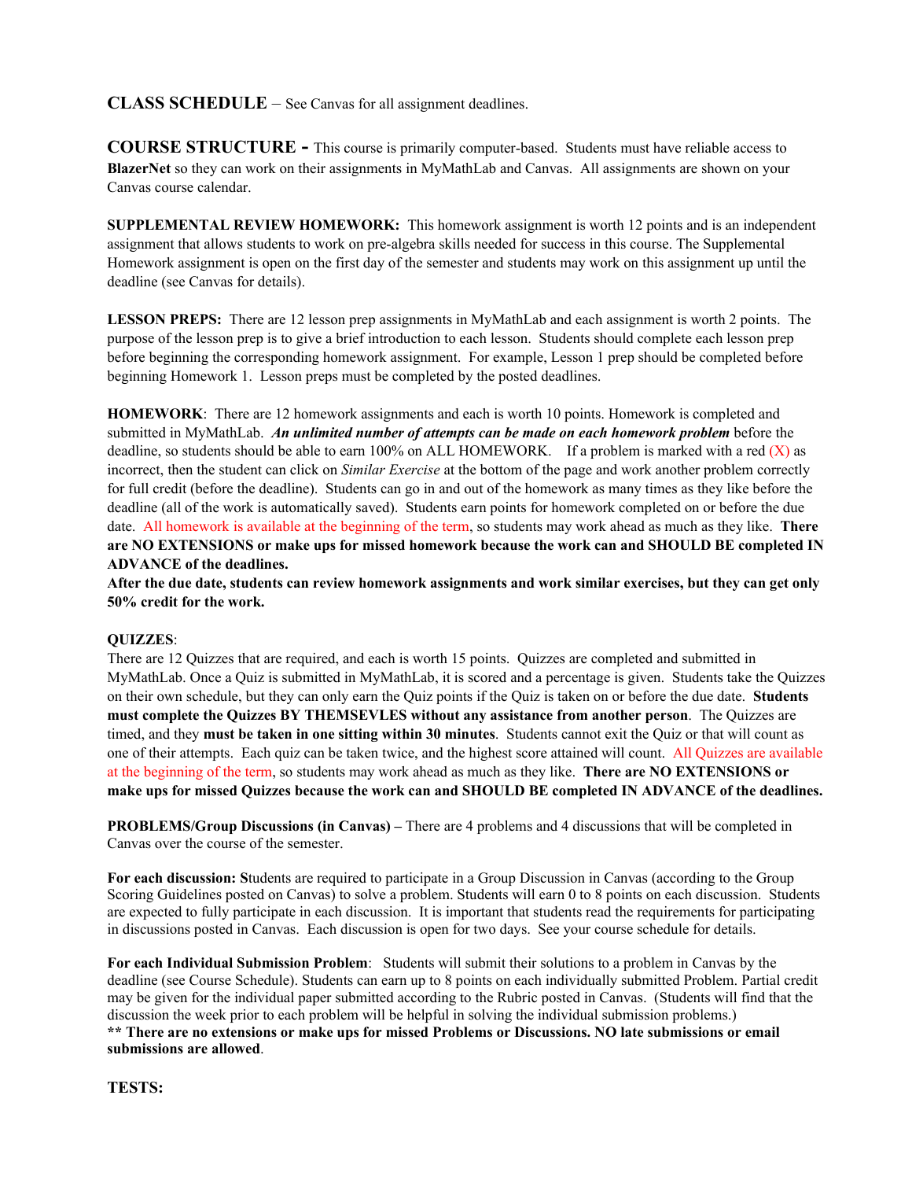**CLASS SCHEDULE** – See Canvas for all assignment deadlines.

**COURSE STRUCTURE -** This course is primarily computer-based. Students must have reliable access to **BlazerNet** so they can work on their assignments in MyMathLab and Canvas. All assignments are shown on your Canvas course calendar.

**SUPPLEMENTAL REVIEW HOMEWORK:** This homework assignment is worth 12 points and is an independent assignment that allows students to work on pre-algebra skills needed for success in this course. The Supplemental Homework assignment is open on the first day of the semester and students may work on this assignment up until the deadline (see Canvas for details).

**LESSON PREPS:** There are 12 lesson prep assignments in MyMathLab and each assignment is worth 2 points. The purpose of the lesson prep is to give a brief introduction to each lesson. Students should complete each lesson prep before beginning the corresponding homework assignment. For example, Lesson 1 prep should be completed before beginning Homework 1. Lesson preps must be completed by the posted deadlines.

**HOMEWORK**: There are 12 homework assignments and each is worth 10 points. Homework is completed and submitted in MyMathLab. ***An unlimited number of attempts can be made on each homework problem*** before the deadline, so students should be able to earn 100% on ALL HOMEWORK. If a problem is marked with a red (X) as incorrect, then the student can click on *Similar Exercise* at the bottom of the page and work another problem correctly for full credit (before the deadline). Students can go in and out of the homework as many times as they like before the deadline (all of the work is automatically saved). Students earn points for homework completed on or before the due date. All homework is available at the beginning of the term, so students may work ahead as much as they like. **There are NO EXTENSIONS or make ups for missed homework because the work can and SHOULD BE completed IN ADVANCE of the deadlines.**

**After the due date, students can review homework assignments and work similar exercises, but they can get only 50% credit for the work.**

**QUIZZES**:

There are 12 Quizzes that are required, and each is worth 15 points. Quizzes are completed and submitted in MyMathLab. Once a Quiz is submitted in MyMathLab, it is scored and a percentage is given. Students take the Quizzes on their own schedule, but they can only earn the Quiz points if the Quiz is taken on or before the due date. **Students must complete the Quizzes BY THEMSEVLES without any assistance from another person**. The Quizzes are timed, and they **must be taken in one sitting within 30 minutes**. Students cannot exit the Quiz or that will count as one of their attempts. Each quiz can be taken twice, and the highest score attained will count. All Quizzes are available at the beginning of the term, so students may work ahead as much as they like. **There are NO EXTENSIONS or make ups for missed Quizzes because the work can and SHOULD BE completed IN ADVANCE of the deadlines.**

**PROBLEMS/Group Discussions (in Canvas) –** There are 4 problems and 4 discussions that will be completed in Canvas over the course of the semester.

**For each discussion: S**tudents are required to participate in a Group Discussion in Canvas (according to the Group Scoring Guidelines posted on Canvas) to solve a problem. Students will earn 0 to 8 points on each discussion. Students are expected to fully participate in each discussion. It is important that students read the requirements for participating in discussions posted in Canvas. Each discussion is open for two days. See your course schedule for details.

**For each Individual Submission Problem**: Students will submit their solutions to a problem in Canvas by the deadline (see Course Schedule). Students can earn up to 8 points on each individually submitted Problem. Partial credit may be given for the individual paper submitted according to the Rubric posted in Canvas. (Students will find that the discussion the week prior to each problem will be helpful in solving the individual submission problems.)

**\*\* There are no extensions or make ups for missed Problems or Discussions. NO late submissions or email submissions are allowed**.

**TESTS:**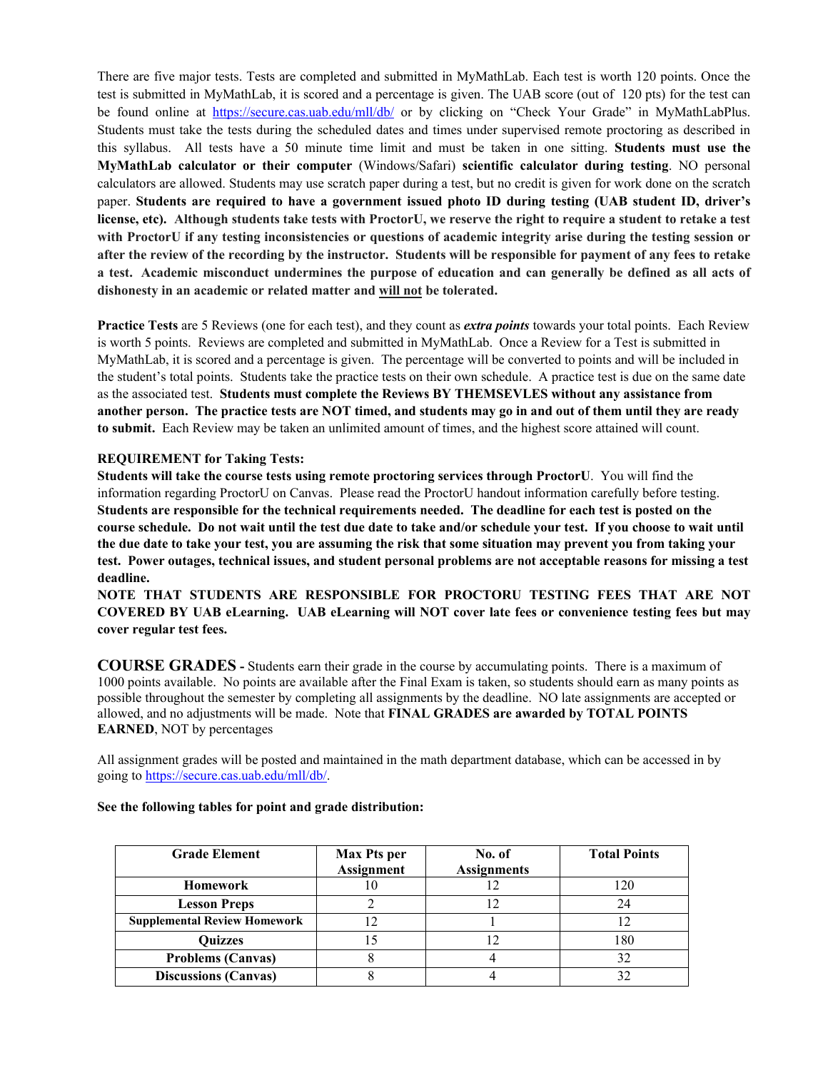There are five major tests. Tests are completed and submitted in MyMathLab. Each test is worth 120 points. Once the test is submitted in MyMathLab, it is scored and a percentage is given. The UAB score (out of 120 pts) for the test can be found online at https://secure.cas.uab.edu/mll/db/ or by clicking on "Check Your Grade" in MyMathLabPlus. Students must take the tests during the scheduled dates and times under supervised remote proctoring as described in this syllabus. All tests have a 50 minute time limit and must be taken in one sitting. **Students must use the MyMathLab calculator or their computer** (Windows/Safari) **scientific calculator during testing**. NO personal calculators are allowed. Students may use scratch paper during a test, but no credit is given for work done on the scratch paper. **Students are required to have a government issued photo ID during testing (UAB student ID, driver's license, etc). Although students take tests with ProctorU, we reserve the right to require a student to retake a test with ProctorU if any testing inconsistencies or questions of academic integrity arise during the testing session or after the review of the recording by the instructor. Students will be responsible for payment of any fees to retake a test. Academic misconduct undermines the purpose of education and can generally be defined as all acts of dishonesty in an academic or related matter and <u>will not</u> be tolerated.**

**Practice Tests** are 5 Reviews (one for each test), and they count as ***extra points*** towards your total points. Each Review is worth 5 points. Reviews are completed and submitted in MyMathLab. Once a Review for a Test is submitted in MyMathLab, it is scored and a percentage is given. The percentage will be converted to points and will be included in the student's total points. Students take the practice tests on their own schedule. A practice test is due on the same date as the associated test. **Students must complete the Reviews BY THEMSEVLES without any assistance from another person. The practice tests are NOT timed, and students may go in and out of them until they are ready to submit.** Each Review may be taken an unlimited amount of times, and the highest score attained will count.

**REQUIREMENT for Taking Tests:**
**Students will take the course tests using remote proctoring services through ProctorU**. You will find the information regarding ProctorU on Canvas. Please read the ProctorU handout information carefully before testing. **Students are responsible for the technical requirements needed. The deadline for each test is posted on the course schedule. Do not wait until the test due date to take and/or schedule your test. If you choose to wait until the due date to take your test, you are assuming the risk that some situation may prevent you from taking your test. Power outages, technical issues, and student personal problems are not acceptable reasons for missing a test deadline.**
**NOTE THAT STUDENTS ARE RESPONSIBLE FOR PROCTORU TESTING FEES THAT ARE NOT COVERED BY UAB eLearning. UAB eLearning will NOT cover late fees or convenience testing fees but may cover regular test fees.**

**COURSE GRADES -** Students earn their grade in the course by accumulating points. There is a maximum of 1000 points available. No points are available after the Final Exam is taken, so students should earn as many points as possible throughout the semester by completing all assignments by the deadline. NO late assignments are accepted or allowed, and no adjustments will be made. Note that **FINAL GRADES are awarded by TOTAL POINTS EARNED**, NOT by percentages

All assignment grades will be posted and maintained in the math department database, which can be accessed in by going to https://secure.cas.uab.edu/mll/db/.

**See the following tables for point and grade distribution:**

| Grade Element | Max Pts per Assignment | No. of Assignments | Total Points |
|---|---|---|---|
| **Homework** | 10 | 12 | 120 |
| **Lesson Preps** | 2 | 12 | 24 |
| **Supplemental Review Homework** | 12 | 1 | 12 |
| **Quizzes** | 15 | 12 | 180 |
| **Problems (Canvas)** | 8 | 4 | 32 |
| **Discussions (Canvas)** | 8 | 4 | 32 |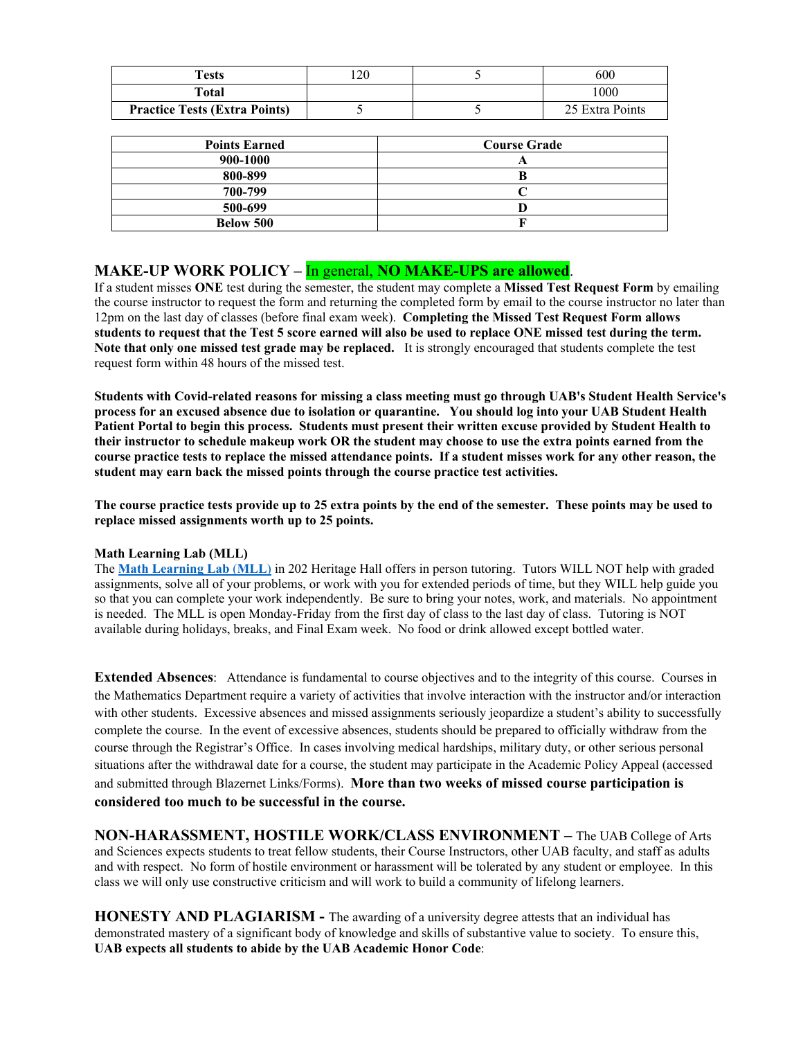| Tests | 120 | 5 | 600 |
|---|---|---|---|
| **Total** | | | 1000 |
| **Practice Tests (Extra Points)** | 5 | 5 | 25 Extra Points |

| Points Earned | Course Grade |
|---|---|
| **900-1000** | **A** |
| **800-899** | **B** |
| **700-799** | **C** |
| **500-699** | **D** |
| **Below 500** | **F** |

## MAKE-UP WORK POLICY – In general, NO MAKE-UPS are allowed.

If a student misses **ONE** test during the semester, the student may complete a **Missed Test Request Form** by emailing the course instructor to request the form and returning the completed form by email to the course instructor no later than 12pm on the last day of classes (before final exam week). **Completing the Missed Test Request Form allows students to request that the Test 5 score earned will also be used to replace ONE missed test during the term. Note that only one missed test grade may be replaced.** It is strongly encouraged that students complete the test request form within 48 hours of the missed test.

**Students with Covid-related reasons for missing a class meeting must go through UAB's Student Health Service's process for an excused absence due to isolation or quarantine. You should log into your UAB Student Health Patient Portal to begin this process. Students must present their written excuse provided by Student Health to their instructor to schedule makeup work OR the student may choose to use the extra points earned from the course practice tests to replace the missed attendance points. If a student misses work for any other reason, the student may earn back the missed points through the course practice test activities.**

**The course practice tests provide up to 25 extra points by the end of the semester. These points may be used to replace missed assignments worth up to 25 points.**

**Math Learning Lab (MLL)**

The **Math Learning Lab (MLL)** in 202 Heritage Hall offers in person tutoring. Tutors WILL NOT help with graded assignments, solve all of your problems, or work with you for extended periods of time, but they WILL help guide you so that you can complete your work independently. Be sure to bring your notes, work, and materials. No appointment is needed. The MLL is open Monday-Friday from the first day of class to the last day of class. Tutoring is NOT available during holidays, breaks, and Final Exam week. No food or drink allowed except bottled water.

**Extended Absences**: Attendance is fundamental to course objectives and to the integrity of this course. Courses in the Mathematics Department require a variety of activities that involve interaction with the instructor and/or interaction with other students. Excessive absences and missed assignments seriously jeopardize a student's ability to successfully complete the course. In the event of excessive absences, students should be prepared to officially withdraw from the course through the Registrar's Office. In cases involving medical hardships, military duty, or other serious personal situations after the withdrawal date for a course, the student may participate in the Academic Policy Appeal (accessed and submitted through Blazernet Links/Forms). **More than two weeks of missed course participation is considered too much to be successful in the course.**

**NON-HARASSMENT, HOSTILE WORK/CLASS ENVIRONMENT –** The UAB College of Arts and Sciences expects students to treat fellow students, their Course Instructors, other UAB faculty, and staff as adults and with respect. No form of hostile environment or harassment will be tolerated by any student or employee. In this class we will only use constructive criticism and will work to build a community of lifelong learners.

**HONESTY AND PLAGIARISM -** The awarding of a university degree attests that an individual has demonstrated mastery of a significant body of knowledge and skills of substantive value to society. To ensure this, **UAB expects all students to abide by the UAB Academic Honor Code**: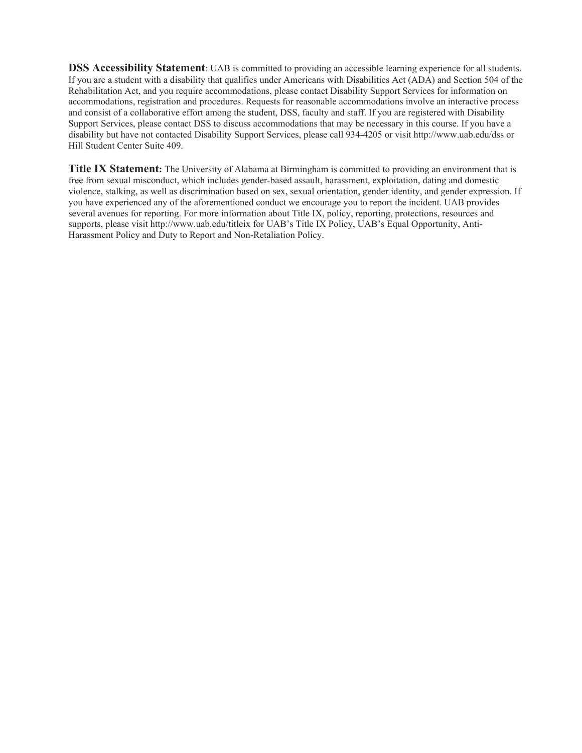**DSS Accessibility Statement**: UAB is committed to providing an accessible learning experience for all students. If you are a student with a disability that qualifies under Americans with Disabilities Act (ADA) and Section 504 of the Rehabilitation Act, and you require accommodations, please contact Disability Support Services for information on accommodations, registration and procedures. Requests for reasonable accommodations involve an interactive process and consist of a collaborative effort among the student, DSS, faculty and staff. If you are registered with Disability Support Services, please contact DSS to discuss accommodations that may be necessary in this course. If you have a disability but have not contacted Disability Support Services, please call 934-4205 or visit http://www.uab.edu/dss or Hill Student Center Suite 409.

**Title IX Statement:** The University of Alabama at Birmingham is committed to providing an environment that is free from sexual misconduct, which includes gender-based assault, harassment, exploitation, dating and domestic violence, stalking, as well as discrimination based on sex, sexual orientation, gender identity, and gender expression. If you have experienced any of the aforementioned conduct we encourage you to report the incident. UAB provides several avenues for reporting. For more information about Title IX, policy, reporting, protections, resources and supports, please visit http://www.uab.edu/titleix for UAB's Title IX Policy, UAB's Equal Opportunity, Anti-Harassment Policy and Duty to Report and Non-Retaliation Policy.